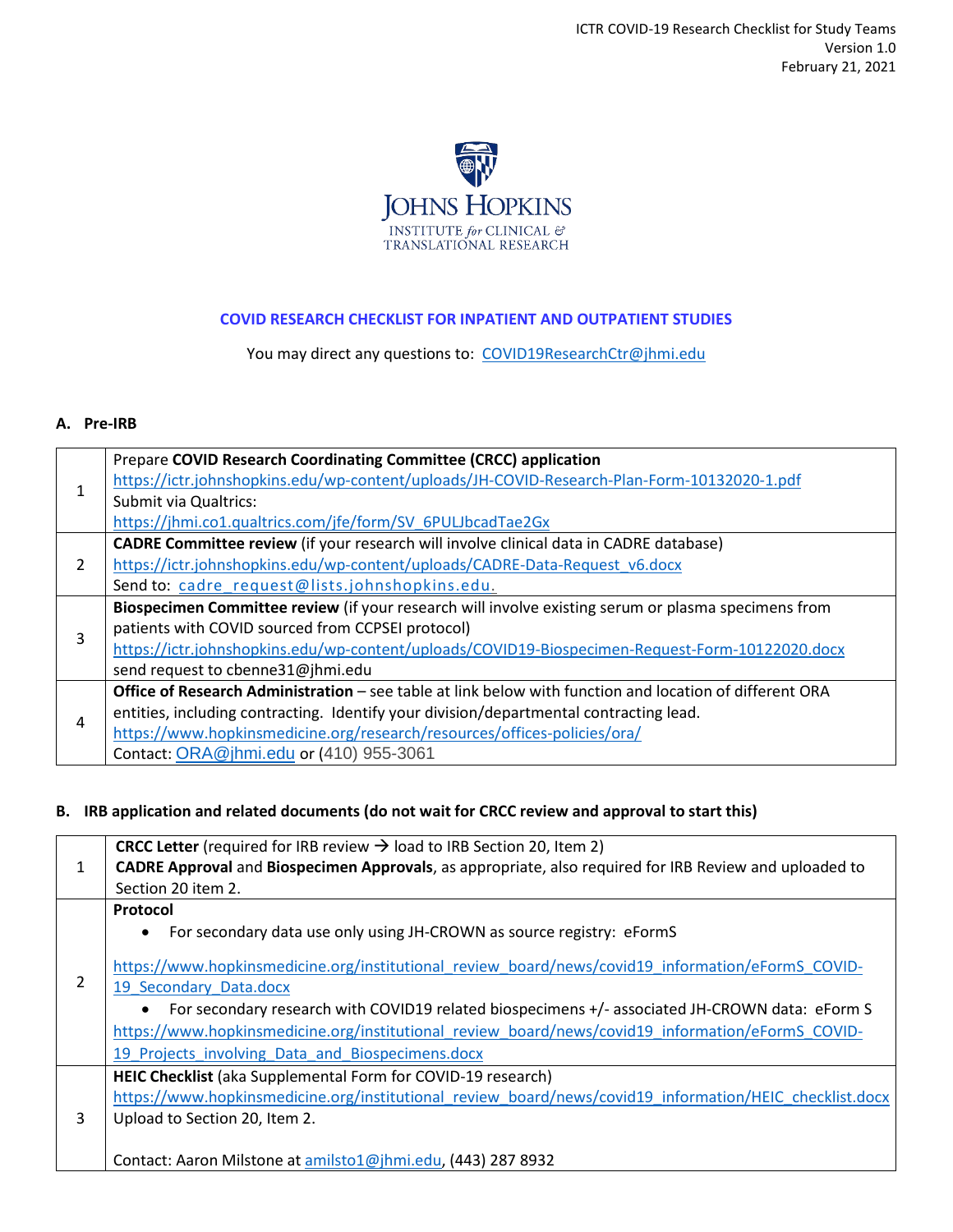Johns Hopkins Institute for Clinical & Translational Research

## COVID RESEARCH CHECKLIST FOR INPATIENT AND OUTPATIENT STUDIES

You may direct any questions to: COVID19ResearchCtr@jhmi.edu

### A. Pre-IRB

| | |
|---|---|
| 1 | Prepare **COVID Research Coordinating Committee (CRCC) application** https://ictr.johnshopkins.edu/wp-content/uploads/JH-COVID-Research-Plan-Form-10132020-1.pdf Submit via Qualtrics: https://jhmi.co1.qualtrics.com/jfe/form/SV_6PULJbcadTae2Gx |
| 2 | **CADRE Committee review** (if your research will involve clinical data in CADRE database) https://ictr.johnshopkins.edu/wp-content/uploads/CADRE-Data-Request_v6.docx Send to: cadre_request@lists.johnshopkins.edu. |
| 3 | **Biospecimen Committee review** (if your research will involve existing serum or plasma specimens from patients with COVID sourced from CCPSEI protocol) https://ictr.johnshopkins.edu/wp-content/uploads/COVID19-Biospecimen-Request-Form-10122020.docx send request to cbenne31@jhmi.edu |
| 4 | **Office of Research Administration** – see table at link below with function and location of different ORA entities, including contracting. Identify your division/departmental contracting lead. https://www.hopkinsmedicine.org/research/resources/offices-policies/ora/ Contact: ORA@jhmi.edu or (410) 955-3061 |

### B. IRB application and related documents (do not wait for CRCC review and approval to start this)

| | |
|---|---|
| 1 | **CRCC Letter** (required for IRB review → load to IRB Section 20, Item 2) **CADRE Approval** and **Biospecimen Approvals**, as appropriate, also required for IRB Review and uploaded to Section 20 item 2. |
| 2 | **Protocol** <br>• For secondary data use only using JH-CROWN as source registry: eFormS <br>https://www.hopkinsmedicine.org/institutional_review_board/news/covid19_information/eFormS_COVID-19_Secondary_Data.docx <br>• For secondary research with COVID19 related biospecimens +/- associated JH-CROWN data: eForm S <br>https://www.hopkinsmedicine.org/institutional_review_board/news/covid19_information/eFormS_COVID-19_Projects_involving_Data_and_Biospecimens.docx |
| 3 | **HEIC Checklist** (aka Supplemental Form for COVID-19 research) https://www.hopkinsmedicine.org/institutional_review_board/news/covid19_information/HEIC_checklist.docx Upload to Section 20, Item 2. <br><br>Contact: Aaron Milstone at amilsto1@jhmi.edu, (443) 287 8932 |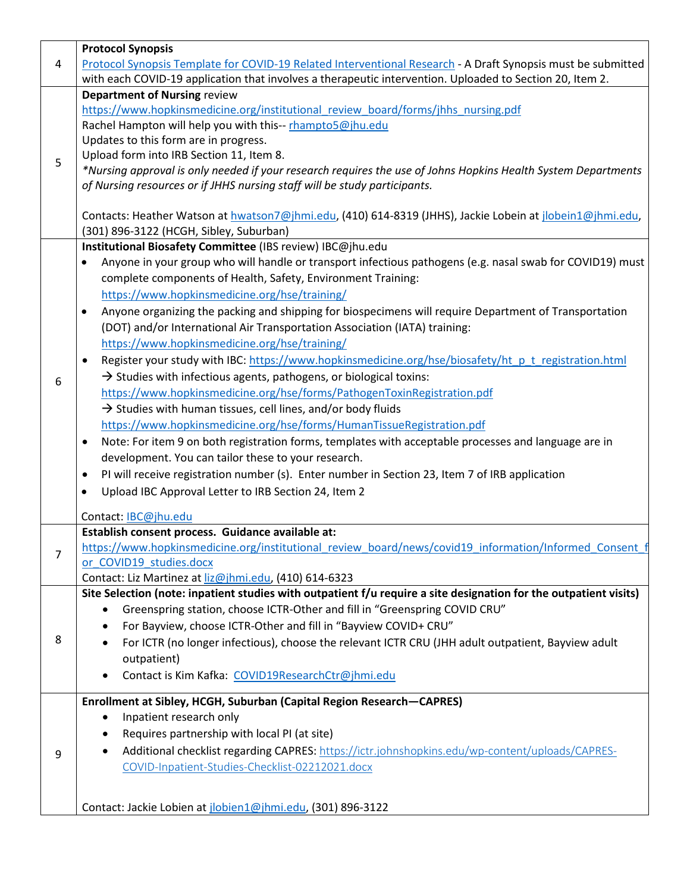| | |
|---|---|
| 4 | **Protocol Synopsis**<br>Protocol Synopsis Template for COVID-19 Related Interventional Research - A Draft Synopsis must be submitted with each COVID-19 application that involves a therapeutic intervention. Uploaded to Section 20, Item 2. |
| 5 | **Department of Nursing** review<br>https://www.hopkinsmedicine.org/institutional_review_board/forms/jhhs_nursing.pdf<br>Rachel Hampton will help you with this-- rhampto5@jhu.edu<br>Updates to this form are in progress.<br>Upload form into IRB Section 11, Item 8.<br>*\*Nursing approval is only needed if your research requires the use of Johns Hopkins Health System Departments of Nursing resources or if JHHS nursing staff will be study participants.*<br><br>Contacts: Heather Watson at hwatson7@jhmi.edu, (410) 614-8319 (JHHS), Jackie Lobein at jlobein1@jhmi.edu, (301) 896-3122 (HCGH, Sibley, Suburban) |
| 6 | **Institutional Biosafety Committee** (IBS review) IBC@jhu.edu<br>• Anyone in your group who will handle or transport infectious pathogens (e.g. nasal swab for COVID19) must complete components of Health, Safety, Environment Training: https://www.hopkinsmedicine.org/hse/training/<br>• Anyone organizing the packing and shipping for biospecimens will require Department of Transportation (DOT) and/or International Air Transportation Association (IATA) training: https://www.hopkinsmedicine.org/hse/training/<br>• Register your study with IBC: https://www.hopkinsmedicine.org/hse/biosafety/ht_p_t_registration.html<br>→ Studies with infectious agents, pathogens, or biological toxins: https://www.hopkinsmedicine.org/hse/forms/PathogenToxinRegistration.pdf<br>→ Studies with human tissues, cell lines, and/or body fluids https://www.hopkinsmedicine.org/hse/forms/HumanTissueRegistration.pdf<br>• Note: For item 9 on both registration forms, templates with acceptable processes and language are in development. You can tailor these to your research.<br>• PI will receive registration number (s). Enter number in Section 23, Item 7 of IRB application<br>• Upload IBC Approval Letter to IRB Section 24, Item 2<br><br>Contact: IBC@jhu.edu |
| 7 | **Establish consent process. Guidance available at:**<br>https://www.hopkinsmedicine.org/institutional_review_board/news/covid19_information/Informed_Consent_for_COVID19_studies.docx<br>Contact: Liz Martinez at liz@jhmi.edu, (410) 614-6323 |
| 8 | **Site Selection (note: inpatient studies with outpatient f/u require a site designation for the outpatient visits)**<br>• Greenspring station, choose ICTR-Other and fill in "Greenspring COVID CRU"<br>• For Bayview, choose ICTR-Other and fill in "Bayview COVID+ CRU"<br>• For ICTR (no longer infectious), choose the relevant ICTR CRU (JHH adult outpatient, Bayview adult outpatient)<br>• Contact is Kim Kafka: COVID19ResearchCtr@jhmi.edu |
| 9 | **Enrollment at Sibley, HCGH, Suburban (Capital Region Research—CAPRES)**<br>• Inpatient research only<br>• Requires partnership with local PI (at site)<br>• Additional checklist regarding CAPRES: https://ictr.johnshopkins.edu/wp-content/uploads/CAPRES-COVID-Inpatient-Studies-Checklist-02212021.docx<br><br>Contact: Jackie Lobien at jlobien1@jhmi.edu, (301) 896-3122 |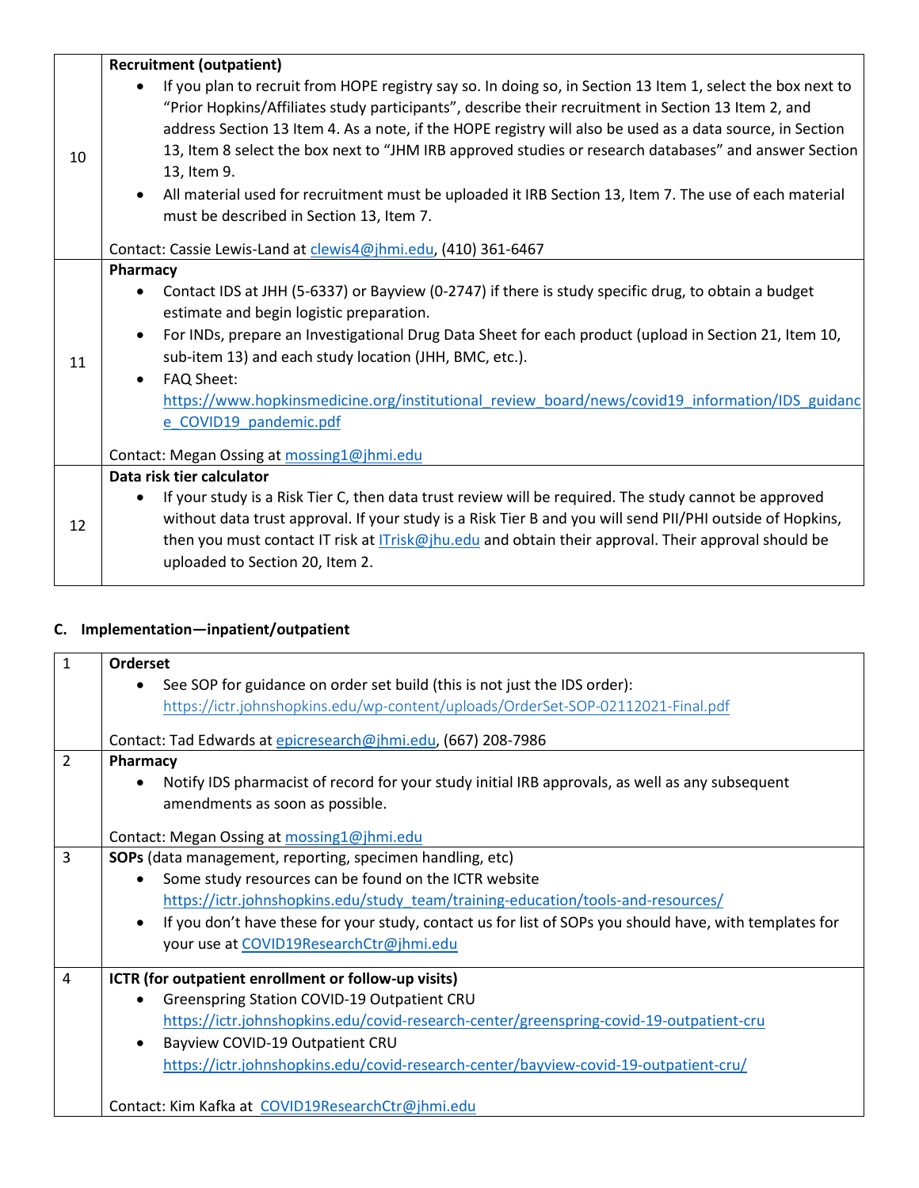| | |
|---|---|
| 10 | **Recruitment (outpatient)**<br>• If you plan to recruit from HOPE registry say so. In doing so, in Section 13 Item 1, select the box next to "Prior Hopkins/Affiliates study participants", describe their recruitment in Section 13 Item 2, and address Section 13 Item 4. As a note, if the HOPE registry will also be used as a data source, in Section 13, Item 8 select the box next to "JHM IRB approved studies or research databases" and answer Section 13, Item 9.<br>• All material used for recruitment must be uploaded it IRB Section 13, Item 7. The use of each material must be described in Section 13, Item 7.<br><br>Contact: Cassie Lewis-Land at clewis4@jhmi.edu, (410) 361-6467 |
| 11 | **Pharmacy**<br>• Contact IDS at JHH (5-6337) or Bayview (0-2747) if there is study specific drug, to obtain a budget estimate and begin logistic preparation.<br>• For INDs, prepare an Investigational Drug Data Sheet for each product (upload in Section 21, Item 10, sub-item 13) and each study location (JHH, BMC, etc.).<br>• FAQ Sheet: https://www.hopkinsmedicine.org/institutional_review_board/news/covid19_information/IDS_guidance_COVID19_pandemic.pdf<br><br>Contact: Megan Ossing at mossing1@jhmi.edu |
| 12 | **Data risk tier calculator**<br>• If your study is a Risk Tier C, then data trust review will be required. The study cannot be approved without data trust approval. If your study is a Risk Tier B and you will send PII/PHI outside of Hopkins, then you must contact IT risk at ITrisk@jhu.edu and obtain their approval. Their approval should be uploaded to Section 20, Item 2. |

### C. Implementation—inpatient/outpatient

| | |
|---|---|
| 1 | **Orderset**<br>• See SOP for guidance on order set build (this is not just the IDS order): https://ictr.johnshopkins.edu/wp-content/uploads/OrderSet-SOP-02112021-Final.pdf<br><br>Contact: Tad Edwards at epicresearch@jhmi.edu, (667) 208-7986 |
| 2 | **Pharmacy**<br>• Notify IDS pharmacist of record for your study initial IRB approvals, as well as any subsequent amendments as soon as possible.<br><br>Contact: Megan Ossing at mossing1@jhmi.edu |
| 3 | **SOPs** (data management, reporting, specimen handling, etc)<br>• Some study resources can be found on the ICTR website https://ictr.johnshopkins.edu/study_team/training-education/tools-and-resources/<br>• If you don't have these for your study, contact us for list of SOPs you should have, with templates for your use at COVID19ResearchCtr@jhmi.edu |
| 4 | **ICTR (for outpatient enrollment or follow-up visits)**<br>• Greenspring Station COVID-19 Outpatient CRU https://ictr.johnshopkins.edu/covid-research-center/greenspring-covid-19-outpatient-cru<br>• Bayview COVID-19 Outpatient CRU https://ictr.johnshopkins.edu/covid-research-center/bayview-covid-19-outpatient-cru/<br><br>Contact: Kim Kafka at COVID19ResearchCtr@jhmi.edu |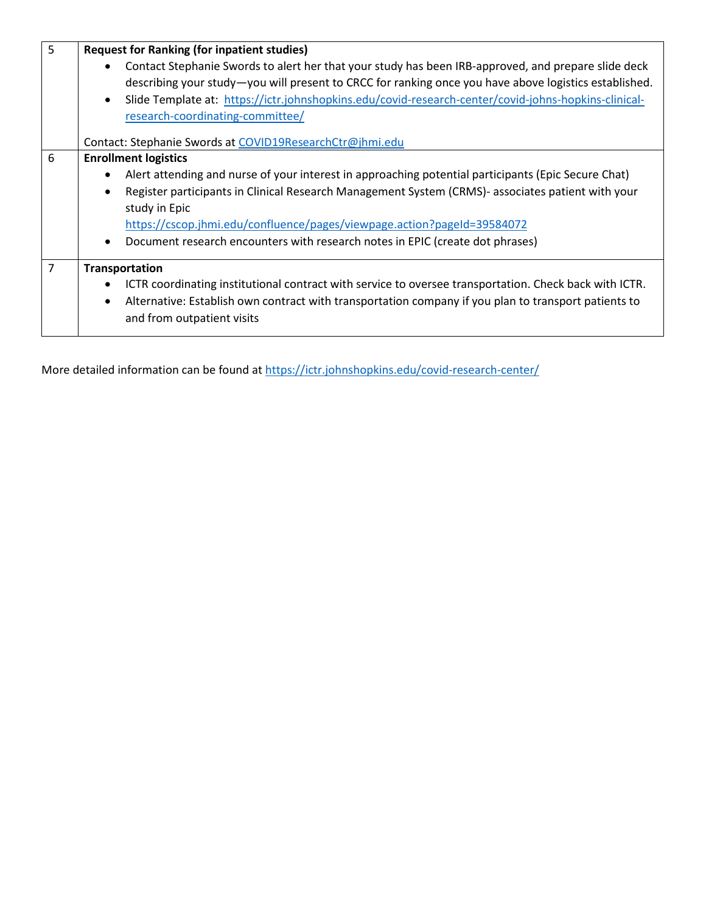| | |
|---|---|
| 5 | **Request for Ranking (for inpatient studies)**<br>• Contact Stephanie Swords to alert her that your study has been IRB-approved, and prepare slide deck describing your study—you will present to CRCC for ranking once you have above logistics established.<br>• Slide Template at: https://ictr.johnshopkins.edu/covid-research-center/covid-johns-hopkins-clinical-research-coordinating-committee/<br><br>Contact: Stephanie Swords at COVID19ResearchCtr@jhmi.edu |
| 6 | **Enrollment logistics**<br>• Alert attending and nurse of your interest in approaching potential participants (Epic Secure Chat)<br>• Register participants in Clinical Research Management System (CRMS)- associates patient with your study in Epic https://cscop.jhmi.edu/confluence/pages/viewpage.action?pageId=39584072<br>• Document research encounters with research notes in EPIC (create dot phrases) |
| 7 | **Transportation**<br>• ICTR coordinating institutional contract with service to oversee transportation. Check back with ICTR.<br>• Alternative: Establish own contract with transportation company if you plan to transport patients to and from outpatient visits |

More detailed information can be found at https://ictr.johnshopkins.edu/covid-research-center/